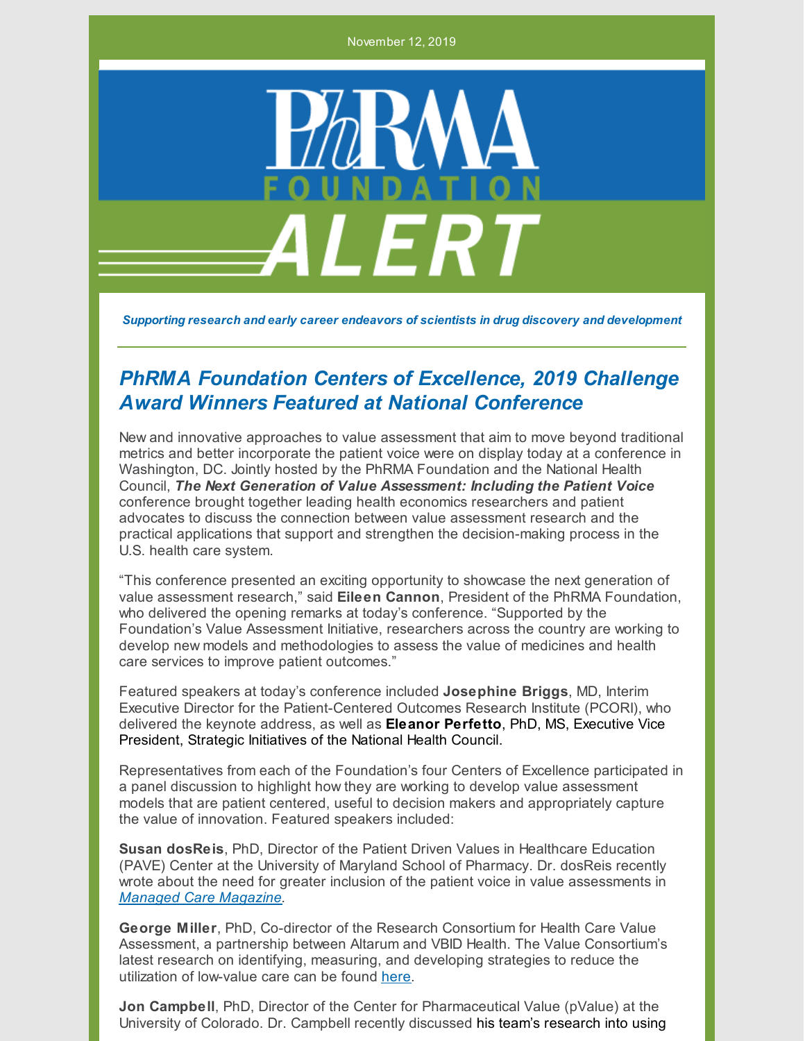November 12, 2019

PhRMA FOUNDATION ALERT

*Supporting research and early career endeavors of scientists in drug discovery and development*

## *PhRMA Foundation Centers of Excellence, 2019 Challenge Award Winners Featured at National Conference*

New and innovative approaches to value assessment that aim to move beyond traditional metrics and better incorporate the patient voice were on display today at a conference in Washington, DC. Jointly hosted by the PhRMA Foundation and the National Health Council, ***The Next Generation of Value Assessment: Including the Patient Voice*** conference brought together leading health economics researchers and patient advocates to discuss the connection between value assessment research and the practical applications that support and strengthen the decision-making process in the U.S. health care system.

"This conference presented an exciting opportunity to showcase the next generation of value assessment research," said **Eileen Cannon**, President of the PhRMA Foundation, who delivered the opening remarks at today's conference. "Supported by the Foundation's Value Assessment Initiative, researchers across the country are working to develop new models and methodologies to assess the value of medicines and health care services to improve patient outcomes."

Featured speakers at today's conference included **Josephine Briggs**, MD, Interim Executive Director for the Patient-Centered Outcomes Research Institute (PCORI), who delivered the keynote address, as well as **Eleanor Perfetto**, PhD, MS, Executive Vice President, Strategic Initiatives of the National Health Council.

Representatives from each of the Foundation's four Centers of Excellence participated in a panel discussion to highlight how they are working to develop value assessment models that are patient centered, useful to decision makers and appropriately capture the value of innovation. Featured speakers included:

**Susan dosReis**, PhD, Director of the Patient Driven Values in Healthcare Education (PAVE) Center at the University of Maryland School of Pharmacy. Dr. dosReis recently wrote about the need for greater inclusion of the patient voice in value assessments in *Managed Care Magazine*.

**George Miller**, PhD, Co-director of the Research Consortium for Health Care Value Assessment, a partnership between Altarum and VBID Health. The Value Consortium's latest research on identifying, measuring, and developing strategies to reduce the utilization of low-value care can be found here.

**Jon Campbell**, PhD, Director of the Center for Pharmaceutical Value (pValue) at the University of Colorado. Dr. Campbell recently discussed his team's research into using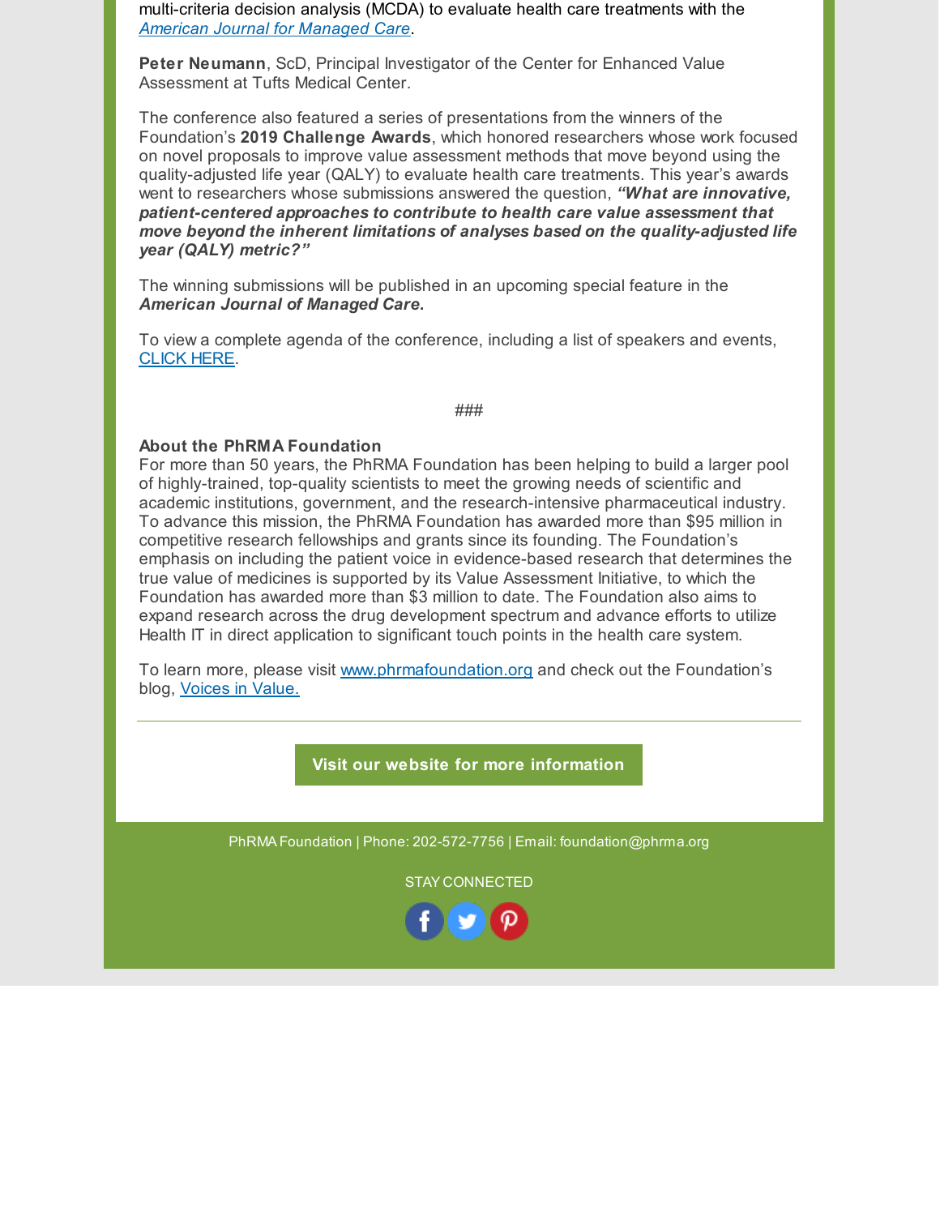multi-criteria decision analysis (MCDA) to evaluate health care treatments with the *American Journal for Managed Care*.

**Peter Neumann**, ScD, Principal Investigator of the Center for Enhanced Value Assessment at Tufts Medical Center.

The conference also featured a series of presentations from the winners of the Foundation's **2019 Challenge Awards**, which honored researchers whose work focused on novel proposals to improve value assessment methods that move beyond using the quality-adjusted life year (QALY) to evaluate health care treatments. This year's awards went to researchers whose submissions answered the question, ***"What are innovative, patient-centered approaches to contribute to health care value assessment that move beyond the inherent limitations of analyses based on the quality-adjusted life year (QALY) metric?"***

The winning submissions will be published in an upcoming special feature in the ***American Journal of Managed Care*.**

To view a complete agenda of the conference, including a list of speakers and events, CLICK HERE.

###

**About the PhRMA Foundation**
For more than 50 years, the PhRMA Foundation has been helping to build a larger pool of highly-trained, top-quality scientists to meet the growing needs of scientific and academic institutions, government, and the research-intensive pharmaceutical industry. To advance this mission, the PhRMA Foundation has awarded more than $95 million in competitive research fellowships and grants since its founding. The Foundation's emphasis on including the patient voice in evidence-based research that determines the true value of medicines is supported by its Value Assessment Initiative, to which the Foundation has awarded more than $3 million to date. The Foundation also aims to expand research across the drug development spectrum and advance efforts to utilize Health IT in direct application to significant touch points in the health care system.

To learn more, please visit www.phrmafoundation.org and check out the Foundation's blog, Voices in Value.

---

**Visit our website for more information**

PhRMA Foundation | Phone: 202-572-7756 | Email: foundation@phrma.org

STAY CONNECTED